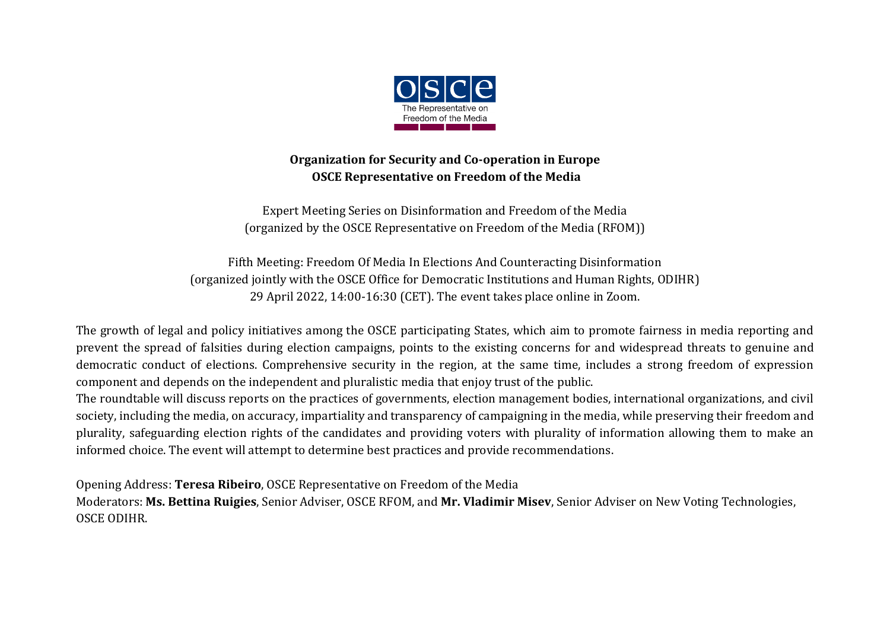**Organization for Security and Co-operation in Europe**
**OSCE Representative on Freedom of the Media**

Expert Meeting Series on Disinformation and Freedom of the Media
(organized by the OSCE Representative on Freedom of the Media (RFOM))

Fifth Meeting: Freedom Of Media In Elections And Counteracting Disinformation
(organized jointly with the OSCE Office for Democratic Institutions and Human Rights, ODIHR)
29 April 2022, 14:00-16:30 (CET). The event takes place online in Zoom.

The growth of legal and policy initiatives among the OSCE participating States, which aim to promote fairness in media reporting and prevent the spread of falsities during election campaigns, points to the existing concerns for and widespread threats to genuine and democratic conduct of elections. Comprehensive security in the region, at the same time, includes a strong freedom of expression component and depends on the independent and pluralistic media that enjoy trust of the public.
The roundtable will discuss reports on the practices of governments, election management bodies, international organizations, and civil society, including the media, on accuracy, impartiality and transparency of campaigning in the media, while preserving their freedom and plurality, safeguarding election rights of the candidates and providing voters with plurality of information allowing them to make an informed choice. The event will attempt to determine best practices and provide recommendations.

Opening Address: **Teresa Ribeiro**, OSCE Representative on Freedom of the Media
Moderators: **Ms. Bettina Ruigies**, Senior Adviser, OSCE RFOM, and **Mr. Vladimir Misev**, Senior Adviser on New Voting Technologies, OSCE ODIHR.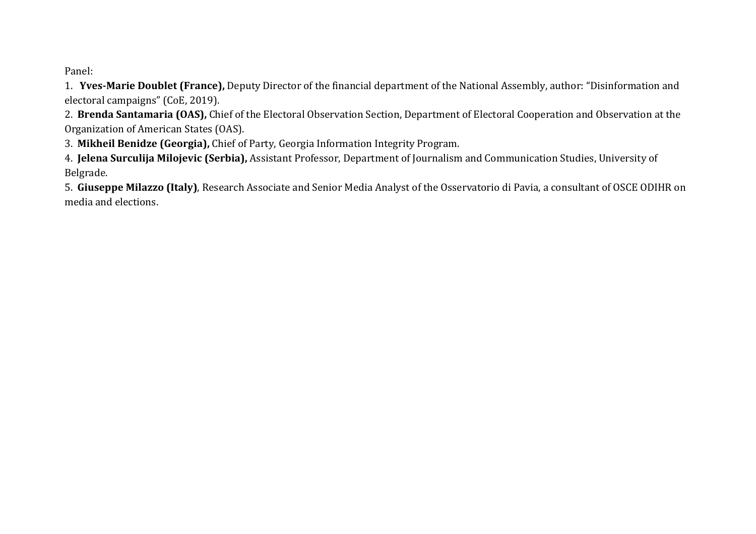Panel:

1. **Yves-Marie Doublet (France),** Deputy Director of the financial department of the National Assembly, author: "Disinformation and electoral campaigns" (CoE, 2019).
2. **Brenda Santamaria (OAS),** Chief of the Electoral Observation Section, Department of Electoral Cooperation and Observation at the Organization of American States (OAS).
3. **Mikheil Benidze (Georgia),** Chief of Party, Georgia Information Integrity Program.
4. **Jelena Surculija Milojevic (Serbia),** Assistant Professor, Department of Journalism and Communication Studies, University of Belgrade.
5. **Giuseppe Milazzo (Italy)**, Research Associate and Senior Media Analyst of the Osservatorio di Pavia, a consultant of OSCE ODIHR on media and elections.